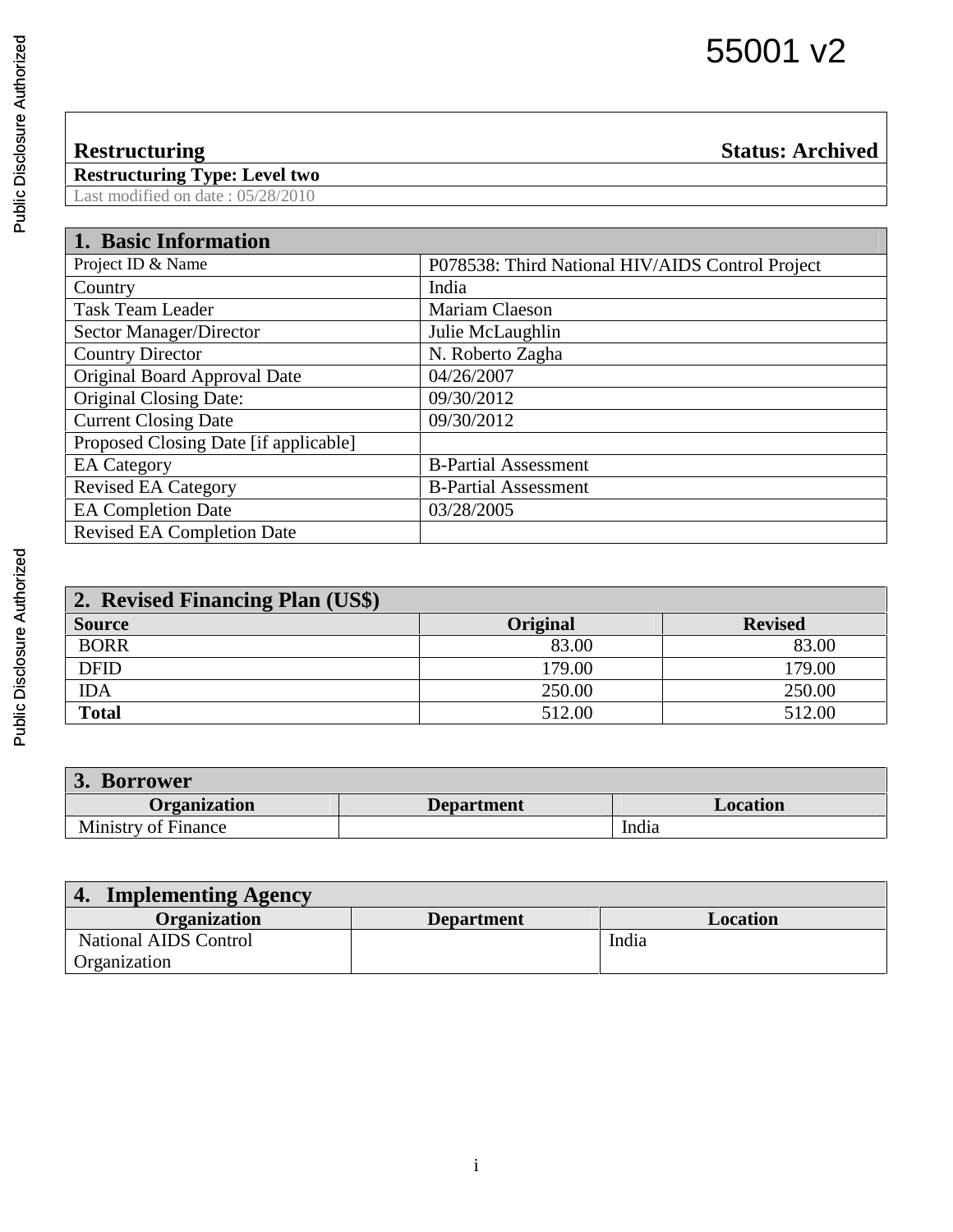55001 v2

**Restructuring** **Status: Archived**

**Restructuring Type: Level two**

Last modified on date : 05/28/2010

## 1. Basic Information

| | |
|---|---|
| Project ID & Name | P078538: Third National HIV/AIDS Control Project |
| Country | India |
| Task Team Leader | Mariam Claeson |
| Sector Manager/Director | Julie McLaughlin |
| Country Director | N. Roberto Zagha |
| Original Board Approval Date | 04/26/2007 |
| Original Closing Date: | 09/30/2012 |
| Current Closing Date | 09/30/2012 |
| Proposed Closing Date [if applicable] | |
| EA Category | B-Partial Assessment |
| Revised EA Category | B-Partial Assessment |
| EA Completion Date | 03/28/2005 |
| Revised EA Completion Date | |

## 2. Revised Financing Plan (US$)

| Source | Original | Revised |
|---|---|---|
| BORR | 83.00 | 83.00 |
| DFID | 179.00 | 179.00 |
| IDA | 250.00 | 250.00 |
| **Total** | 512.00 | 512.00 |

## 3. Borrower

| Organization | Department | Location |
|---|---|---|
| Ministry of Finance | | India |

## 4. Implementing Agency

| Organization | Department | Location |
|---|---|---|
| National AIDS Control Organization | | India |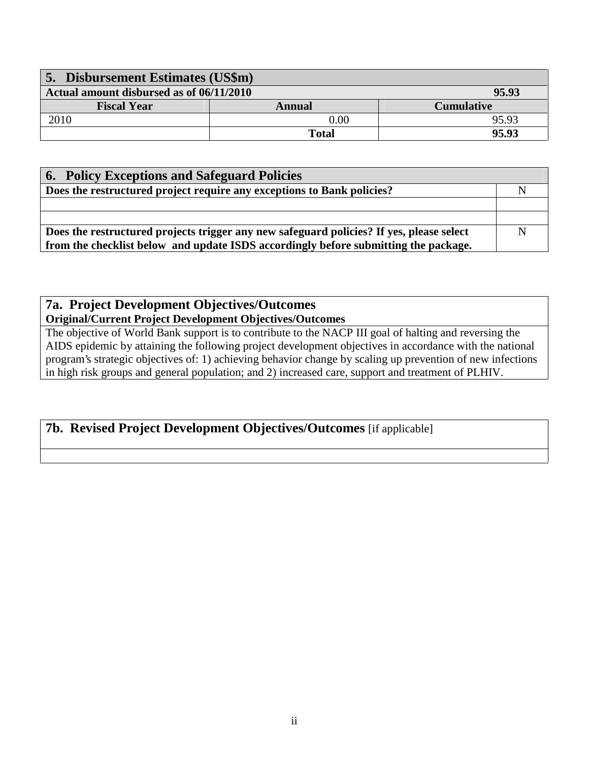## 5. Disbursement Estimates (US$m)

| Actual amount disbursed as of 06/11/2010 | | 95.93 |
|---|---|---|
| **Fiscal Year** | **Annual** | **Cumulative** |
| 2010 | 0.00 | 95.93 |
| | **Total** | **95.93** |

## 6. Policy Exceptions and Safeguard Policies

| | |
|---|---|
| **Does the restructured project require any exceptions to Bank policies?** | N |
| | |
| | |
| **Does the restructured projects trigger any new safeguard policies? If yes, please select from the checklist below and update ISDS accordingly before submitting the package.** | N |

## 7a. Project Development Objectives/Outcomes

**Original/Current Project Development Objectives/Outcomes**

The objective of World Bank support is to contribute to the NACP III goal of halting and reversing the AIDS epidemic by attaining the following project development objectives in accordance with the national program's strategic objectives of: 1) achieving behavior change by scaling up prevention of new infections in high risk groups and general population; and 2) increased care, support and treatment of PLHIV.

## 7b. Revised Project Development Objectives/Outcomes [if applicable]